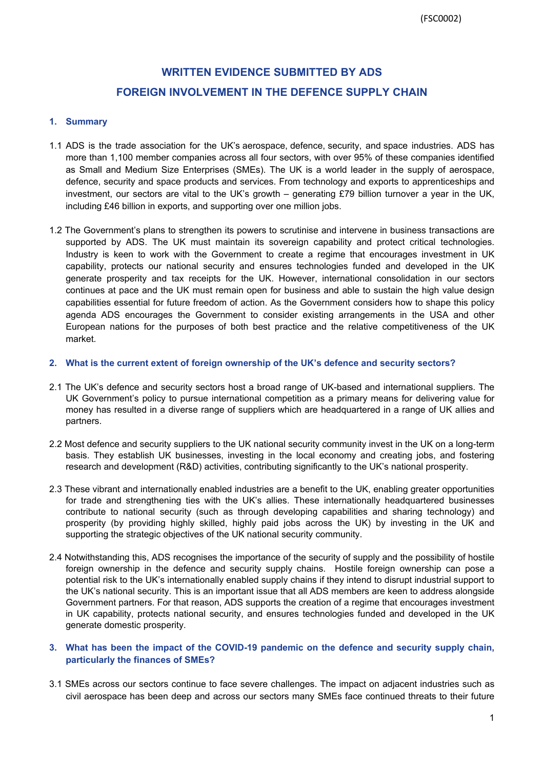(FSC0002)

# WRITTEN EVIDENCE SUBMITTED BY ADS
# FOREIGN INVOLVEMENT IN THE DEFENCE SUPPLY CHAIN

## 1. Summary

1.1 ADS is the trade association for the UK's aerospace, defence, security, and space industries. ADS has more than 1,100 member companies across all four sectors, with over 95% of these companies identified as Small and Medium Size Enterprises (SMEs). The UK is a world leader in the supply of aerospace, defence, security and space products and services. From technology and exports to apprenticeships and investment, our sectors are vital to the UK's growth – generating £79 billion turnover a year in the UK, including £46 billion in exports, and supporting over one million jobs.

1.2 The Government's plans to strengthen its powers to scrutinise and intervene in business transactions are supported by ADS. The UK must maintain its sovereign capability and protect critical technologies. Industry is keen to work with the Government to create a regime that encourages investment in UK capability, protects our national security and ensures technologies funded and developed in the UK generate prosperity and tax receipts for the UK. However, international consolidation in our sectors continues at pace and the UK must remain open for business and able to sustain the high value design capabilities essential for future freedom of action. As the Government considers how to shape this policy agenda ADS encourages the Government to consider existing arrangements in the USA and other European nations for the purposes of both best practice and the relative competitiveness of the UK market.

## 2. What is the current extent of foreign ownership of the UK's defence and security sectors?

2.1 The UK's defence and security sectors host a broad range of UK-based and international suppliers. The UK Government's policy to pursue international competition as a primary means for delivering value for money has resulted in a diverse range of suppliers which are headquartered in a range of UK allies and partners.

2.2 Most defence and security suppliers to the UK national security community invest in the UK on a long-term basis. They establish UK businesses, investing in the local economy and creating jobs, and fostering research and development (R&D) activities, contributing significantly to the UK's national prosperity.

2.3 These vibrant and internationally enabled industries are a benefit to the UK, enabling greater opportunities for trade and strengthening ties with the UK's allies. These internationally headquartered businesses contribute to national security (such as through developing capabilities and sharing technology) and prosperity (by providing highly skilled, highly paid jobs across the UK) by investing in the UK and supporting the strategic objectives of the UK national security community.

2.4 Notwithstanding this, ADS recognises the importance of the security of supply and the possibility of hostile foreign ownership in the defence and security supply chains. Hostile foreign ownership can pose a potential risk to the UK's internationally enabled supply chains if they intend to disrupt industrial support to the UK's national security. This is an important issue that all ADS members are keen to address alongside Government partners. For that reason, ADS supports the creation of a regime that encourages investment in UK capability, protects national security, and ensures technologies funded and developed in the UK generate domestic prosperity.

## 3. What has been the impact of the COVID-19 pandemic on the defence and security supply chain, particularly the finances of SMEs?

3.1 SMEs across our sectors continue to face severe challenges. The impact on adjacent industries such as civil aerospace has been deep and across our sectors many SMEs face continued threats to their future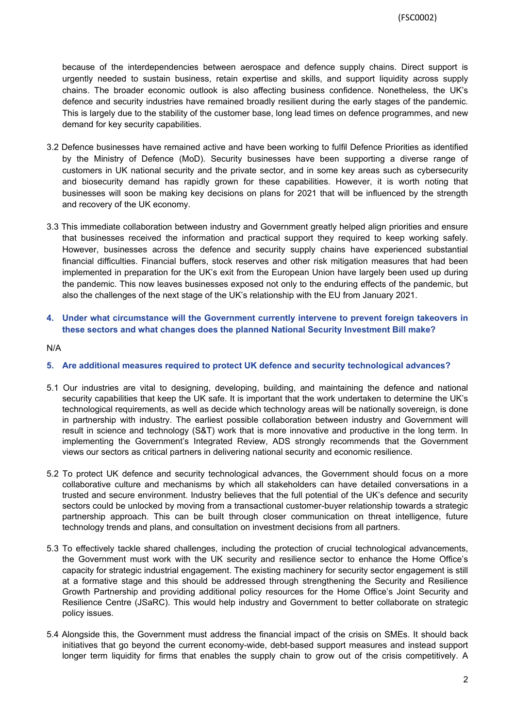because of the interdependencies between aerospace and defence supply chains. Direct support is urgently needed to sustain business, retain expertise and skills, and support liquidity across supply chains. The broader economic outlook is also affecting business confidence. Nonetheless, the UK's defence and security industries have remained broadly resilient during the early stages of the pandemic. This is largely due to the stability of the customer base, long lead times on defence programmes, and new demand for key security capabilities.

3.2 Defence businesses have remained active and have been working to fulfil Defence Priorities as identified by the Ministry of Defence (MoD). Security businesses have been supporting a diverse range of customers in UK national security and the private sector, and in some key areas such as cybersecurity and biosecurity demand has rapidly grown for these capabilities. However, it is worth noting that businesses will soon be making key decisions on plans for 2021 that will be influenced by the strength and recovery of the UK economy.

3.3 This immediate collaboration between industry and Government greatly helped align priorities and ensure that businesses received the information and practical support they required to keep working safely. However, businesses across the defence and security supply chains have experienced substantial financial difficulties. Financial buffers, stock reserves and other risk mitigation measures that had been implemented in preparation for the UK's exit from the European Union have largely been used up during the pandemic. This now leaves businesses exposed not only to the enduring effects of the pandemic, but also the challenges of the next stage of the UK's relationship with the EU from January 2021.

## 4. Under what circumstance will the Government currently intervene to prevent foreign takeovers in these sectors and what changes does the planned National Security Investment Bill make?

N/A

## 5. Are additional measures required to protect UK defence and security technological advances?

5.1 Our industries are vital to designing, developing, building, and maintaining the defence and national security capabilities that keep the UK safe. It is important that the work undertaken to determine the UK's technological requirements, as well as decide which technology areas will be nationally sovereign, is done in partnership with industry. The earliest possible collaboration between industry and Government will result in science and technology (S&T) work that is more innovative and productive in the long term. In implementing the Government's Integrated Review, ADS strongly recommends that the Government views our sectors as critical partners in delivering national security and economic resilience.

5.2 To protect UK defence and security technological advances, the Government should focus on a more collaborative culture and mechanisms by which all stakeholders can have detailed conversations in a trusted and secure environment. Industry believes that the full potential of the UK's defence and security sectors could be unlocked by moving from a transactional customer-buyer relationship towards a strategic partnership approach. This can be built through closer communication on threat intelligence, future technology trends and plans, and consultation on investment decisions from all partners.

5.3 To effectively tackle shared challenges, including the protection of crucial technological advancements, the Government must work with the UK security and resilience sector to enhance the Home Office's capacity for strategic industrial engagement. The existing machinery for security sector engagement is still at a formative stage and this should be addressed through strengthening the Security and Resilience Growth Partnership and providing additional policy resources for the Home Office's Joint Security and Resilience Centre (JSaRC). This would help industry and Government to better collaborate on strategic policy issues.

5.4 Alongside this, the Government must address the financial impact of the crisis on SMEs. It should back initiatives that go beyond the current economy-wide, debt-based support measures and instead support longer term liquidity for firms that enables the supply chain to grow out of the crisis competitively. A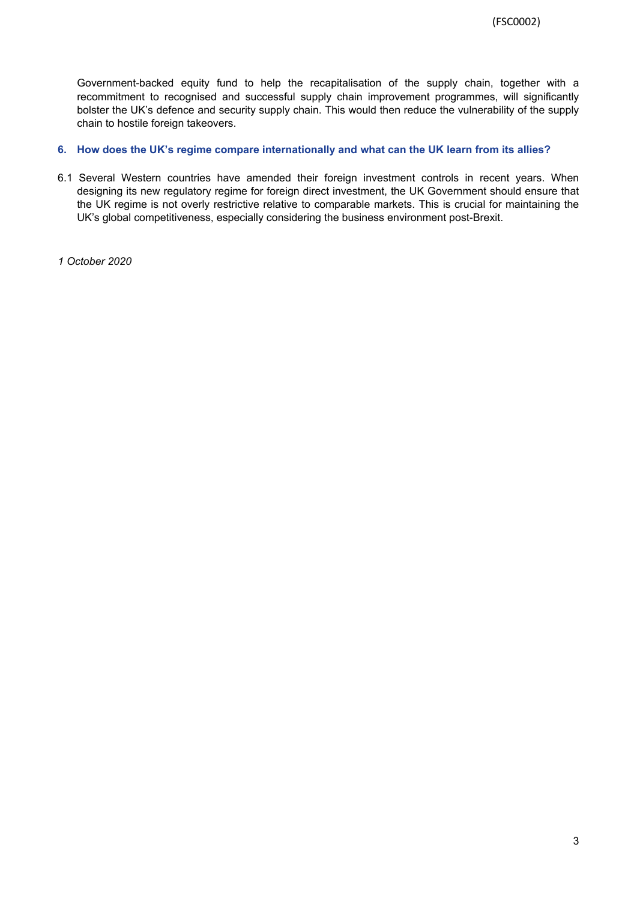Government-backed equity fund to help the recapitalisation of the supply chain, together with a recommitment to recognised and successful supply chain improvement programmes, will significantly bolster the UK's defence and security supply chain. This would then reduce the vulnerability of the supply chain to hostile foreign takeovers.

### 6. How does the UK's regime compare internationally and what can the UK learn from its allies?

6.1 Several Western countries have amended their foreign investment controls in recent years. When designing its new regulatory regime for foreign direct investment, the UK Government should ensure that the UK regime is not overly restrictive relative to comparable markets. This is crucial for maintaining the UK's global competitiveness, especially considering the business environment post-Brexit.

*1 October 2020*